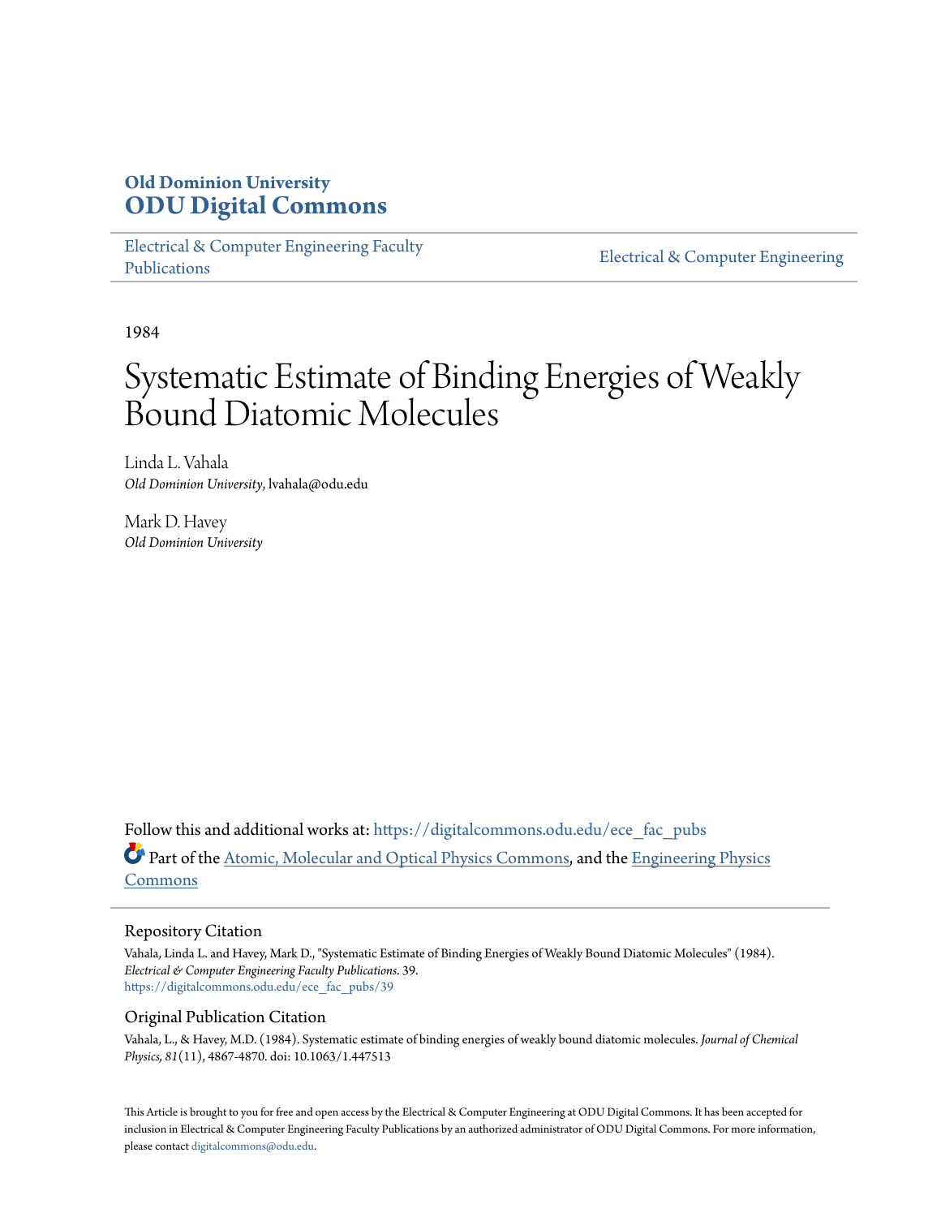**Old Dominion University**
**ODU Digital Commons**

Electrical & Computer Engineering Faculty Publications | Electrical & Computer Engineering

1984

# Systematic Estimate of Binding Energies of Weakly Bound Diatomic Molecules

Linda L. Vahala
*Old Dominion University*, lvahala@odu.edu

Mark D. Havey
*Old Dominion University*

Follow this and additional works at: https://digitalcommons.odu.edu/ece_fac_pubs

Part of the Atomic, Molecular and Optical Physics Commons, and the Engineering Physics Commons

## Repository Citation

Vahala, Linda L. and Havey, Mark D., "Systematic Estimate of Binding Energies of Weakly Bound Diatomic Molecules" (1984). *Electrical & Computer Engineering Faculty Publications*. 39.
https://digitalcommons.odu.edu/ece_fac_pubs/39

## Original Publication Citation

Vahala, L., & Havey, M.D. (1984). Systematic estimate of binding energies of weakly bound diatomic molecules. *Journal of Chemical Physics, 81*(11), 4867-4870. doi: 10.1063/1.447513

This Article is brought to you for free and open access by the Electrical & Computer Engineering at ODU Digital Commons. It has been accepted for inclusion in Electrical & Computer Engineering Faculty Publications by an authorized administrator of ODU Digital Commons. For more information, please contact digitalcommons@odu.edu.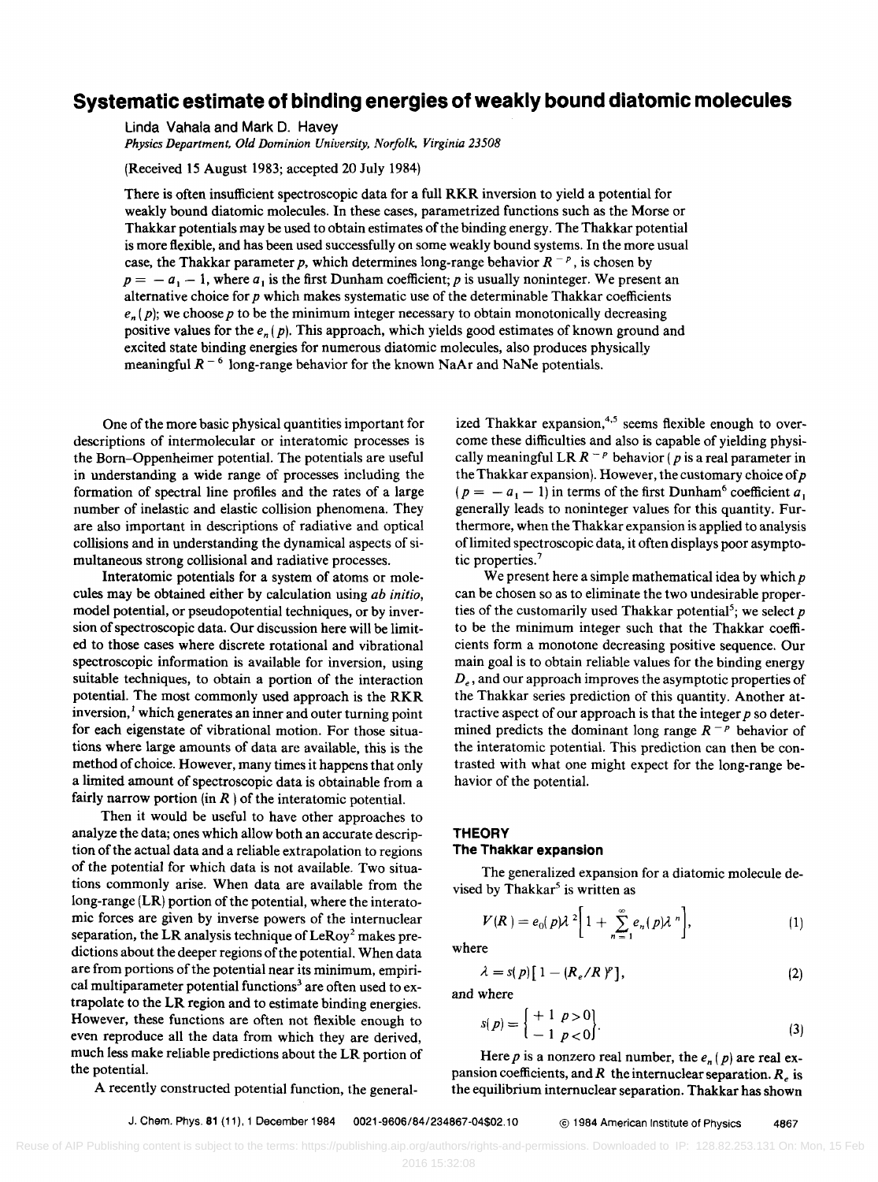# Systematic estimate of binding energies of weakly bound diatomic molecules

Linda Vahala and Mark D. Havey

*Physics Department, Old Dominion University, Norfolk, Virginia 23508*

(Received 15 August 1983; accepted 20 July 1984)

There is often insufficient spectroscopic data for a full RKR inversion to yield a potential for weakly bound diatomic molecules. In these cases, parametrized functions such as the Morse or Thakkar potentials may be used to obtain estimates of the binding energy. The Thakkar potential is more flexible, and has been used successfully on some weakly bound systems. In the more usual case, the Thakkar parameter $p$, which determines long-range behavior $R^{-p}$, is chosen by $p = -a_1 - 1$, where $a_1$ is the first Dunham coefficient; $p$ is usually noninteger. We present an alternative choice for $p$ which makes systematic use of the determinable Thakkar coefficients $e_n(p)$; we choose $p$ to be the minimum integer necessary to obtain monotonically decreasing positive values for the $e_n(p)$. This approach, which yields good estimates of known ground and excited state binding energies for numerous diatomic molecules, also produces physically meaningful $R^{-6}$ long-range behavior for the known NaAr and NaNe potentials.

One of the more basic physical quantities important for descriptions of intermolecular or interatomic processes is the Born–Oppenheimer potential. The potentials are useful in understanding a wide range of processes including the formation of spectral line profiles and the rates of a large number of inelastic and elastic collision phenomena. They are also important in descriptions of radiative and optical collisions and in understanding the dynamical aspects of simultaneous strong collisional and radiative processes.

Interatomic potentials for a system of atoms or molecules may be obtained either by calculation using *ab initio*, model potential, or pseudopotential techniques, or by inversion of spectroscopic data. Our discussion here will be limited to those cases where discrete rotational and vibrational spectroscopic information is available for inversion, using suitable techniques, to obtain a portion of the interaction potential. The most commonly used approach is the RKR inversion,[1] which generates an inner and outer turning point for each eigenstate of vibrational motion. For those situations where large amounts of data are available, this is the method of choice. However, many times it happens that only a limited amount of spectroscopic data is obtainable from a fairly narrow portion (in $R$) of the interatomic potential.

Then it would be useful to have other approaches to analyze the data; ones which allow both an accurate description of the actual data and a reliable extrapolation to regions of the potential for which data is not available. Two situations commonly arise. When data are available from the long-range (LR) portion of the potential, where the interatomic forces are given by inverse powers of the internuclear separation, the LR analysis technique of LeRoy[2] makes predictions about the deeper regions of the potential. When data are from portions of the potential near its minimum, empirical multiparameter potential functions[3] are often used to extrapolate to the LR region and to estimate binding energies. However, these functions are often not flexible enough to even reproduce all the data from which they are derived, much less make reliable predictions about the LR portion of the potential.

A recently constructed potential function, the generalized Thakkar expansion,[4,5] seems flexible enough to overcome these difficulties and also is capable of yielding physically meaningful LR $R^{-p}$ behavior ($p$ is a real parameter in the Thakkar expansion). However, the customary choice of $p$ ($p = -a_1 - 1$) in terms of the first Dunham[6] coefficient $a_1$ generally leads to noninteger values for this quantity. Furthermore, when the Thakkar expansion is applied to analysis of limited spectroscopic data, it often displays poor asymptotic properties.[7]

We present here a simple mathematical idea by which $p$ can be chosen so as to eliminate the two undesirable properties of the customarily used Thakkar potential[5]; we select $p$ to be the minimum integer such that the Thakkar coefficients form a monotone decreasing positive sequence. Our main goal is to obtain reliable values for the binding energy $D_e$, and our approach improves the asymptotic properties of the Thakkar series prediction of this quantity. Another attractive aspect of our approach is that the integer $p$ so determined predicts the dominant long range $R^{-p}$ behavior of the interatomic potential. This prediction can then be contrasted with what one might expect for the long-range behavior of the potential.

## THEORY

### The Thakkar expansion

The generalized expansion for a diatomic molecule devised by Thakkar[5] is written as

$$V(R) = e_0(p)\lambda^2\left[1 + \sum_{n=1}^{\infty} e_n(p)\lambda^n\right], \tag{1}$$

where

$$\lambda = s(p)\left[1 - (R_e/R)^p\right], \tag{2}$$

and where

$$s(p) = \begin{Bmatrix} +1 & p>0 \\ -1 & p<0 \end{Bmatrix}. \tag{3}$$

Here $p$ is a nonzero real number, the $e_n(p)$ are real expansion coefficients, and $R$ the internuclear separation. $R_e$ is the equilibrium internuclear separation. Thakkar has shown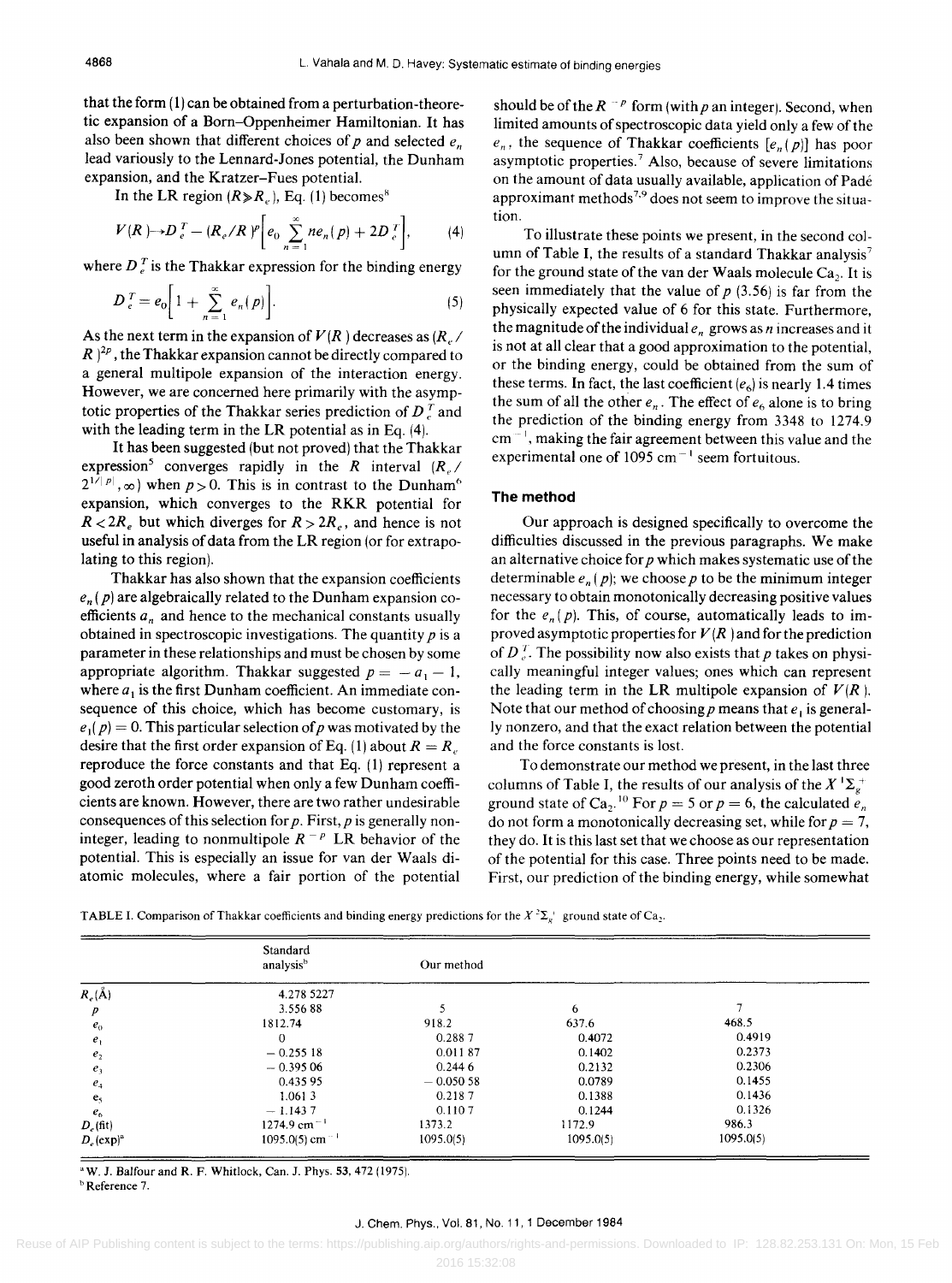that the form (1) can be obtained from a perturbation-theoretic expansion of a Born–Oppenheimer Hamiltonian. It has also been shown that different choices of $p$ and selected $e_n$ lead variously to the Lennard-Jones potential, the Dunham expansion, and the Kratzer–Fues potential.

In the LR region ($R \gg R_e$), Eq. (1) becomes[8]

$$V(R) \to D_e^T - (R_e/R)^p \left[ e_0 \sum_{n=1}^{\infty} n e_n(p) + 2D_e^T \right], \quad (4)$$

where $D_e^T$ is the Thakkar expression for the binding energy

$$D_e^T = e_0 \left[ 1 + \sum_{n=1}^{\infty} e_n(p) \right]. \quad (5)$$

As the next term in the expansion of $V(R)$ decreases as $(R_e/R)^{2p}$, the Thakkar expansion cannot be directly compared to a general multipole expansion of the interaction energy. However, we are concerned here primarily with the asymptotic properties of the Thakkar series prediction of $D_e^T$ and with the leading term in the LR potential as in Eq. (4).

It has been suggested (but not proved) that the Thakkar expression[5] converges rapidly in the $R$ interval $(R_e/2^{1/|p|}, \infty)$ when $p > 0$. This is in contrast to the Dunham[6] expansion, which converges to the RKR potential for $R < 2R_e$ but which diverges for $R > 2R_e$, and hence is not useful in analysis of data from the LR region (or for extrapolating to this region).

Thakkar has also shown that the expansion coefficients $e_n(p)$ are algebraically related to the Dunham expansion coefficients $a_n$ and hence to the mechanical constants usually obtained in spectroscopic investigations. The quantity $p$ is a parameter in these relationships and must be chosen by some appropriate algorithm. Thakkar suggested $p = -a_1 - 1$, where $a_1$ is the first Dunham coefficient. An immediate consequence of this choice, which has become customary, is $e_1(p) = 0$. This particular selection of $p$ was motivated by the desire that the first order expansion of Eq. (1) about $R = R_e$ reproduce the force constants and that Eq. (1) represent a good zeroth order potential when only a few Dunham coefficients are known. However, there are two rather undesirable consequences of this selection for $p$. First, $p$ is generally noninteger, leading to nonmultipole $R^{-p}$ LR behavior of the potential. This is especially an issue for van der Waals diatomic molecules, where a fair portion of the potential should be of the $R^{-p}$ form (with $p$ an integer). Second, when limited amounts of spectroscopic data yield only a few of the $e_n$, the sequence of Thakkar coefficients $[e_n(p)]$ has poor asymptotic properties.[7] Also, because of severe limitations on the amount of data usually available, application of Padé approximant methods[7,9] does not seem to improve the situation.

To illustrate these points we present, in the second column of Table I, the results of a standard Thakkar analysis[7] for the ground state of the van der Waals molecule $Ca_2$. It is seen immediately that the value of $p$ (3.56) is far from the physically expected value of 6 for this state. Furthermore, the magnitude of the individual $e_n$ grows as $n$ increases and it is not at all clear that a good approximation to the potential, or the binding energy, could be obtained from the sum of these terms. In fact, the last coefficient ($e_6$) is nearly 1.4 times the sum of all the other $e_n$. The effect of $e_6$ alone is to bring the prediction of the binding energy from 3348 to 1274.9 cm$^{-1}$, making the fair agreement between this value and the experimental one of 1095 cm$^{-1}$ seem fortuitous.

## The method

Our approach is designed specifically to overcome the difficulties discussed in the previous paragraphs. We make an alternative choice for $p$ which makes systematic use of the determinable $e_n(p)$; we choose $p$ to be the minimum integer necessary to obtain monotonically decreasing positive values for the $e_n(p)$. This, of course, automatically leads to improved asymptotic properties for $V(R)$ and for the prediction of $D_e^T$. The possibility now also exists that $p$ takes on physically meaningful integer values; ones which can represent the leading term in the LR multipole expansion of $V(R)$. Note that our method of choosing $p$ means that $e_1$ is generally nonzero, and that the exact relation between the potential and the force constants is lost.

To demonstrate our method we present, in the last three columns of Table I, the results of our analysis of the $X\,^1\Sigma_g^+$ ground state of $Ca_2$.[10] For $p = 5$ or $p = 6$, the calculated $e_n$ do not form a monotonically decreasing set, while for $p = 7$, they do. It is this last set that we choose as our representation of the potential for this case. Three points need to be made. First, our prediction of the binding energy, while somewhat

TABLE I. Comparison of Thakkar coefficients and binding energy predictions for the $X\,^1\Sigma_g^+$ ground state of $Ca_2$.

| | Standard analysis[b] | Our method | | |
|---|---|---|---|---|
| $R_e$(Å) | 4.278 5227 | | | |
| $p$ | 3.556 88 | 5 | 6 | 7 |
| $e_0$ | 1812.74 | 918.2 | 637.6 | 468.5 |
| $e_1$ | 0 | 0.288 7 | 0.4072 | 0.4919 |
| $e_2$ | −0.255 18 | 0.011 87 | 0.1402 | 0.2373 |
| $e_3$ | −0.395 06 | 0.244 6 | 0.2132 | 0.2306 |
| $e_4$ | 0.435 95 | −0.050 58 | 0.0789 | 0.1455 |
| $e_5$ | 1.061 3 | 0.218 7 | 0.1388 | 0.1436 |
| $e_6$ | −1.143 7 | 0.110 7 | 0.1244 | 0.1326 |
| $D_e$(fit) | 1274.9 cm$^{-1}$ | 1373.2 | 1172.9 | 986.3 |
| $D_e$(exp)[a] | 1095.0(5) cm$^{-1}$ | 1095.0(5) | 1095.0(5) | 1095.0(5) |

[a] W. J. Balfour and R. F. Whitlock, Can. J. Phys. **53**, 472 (1975).

[b] Reference 7.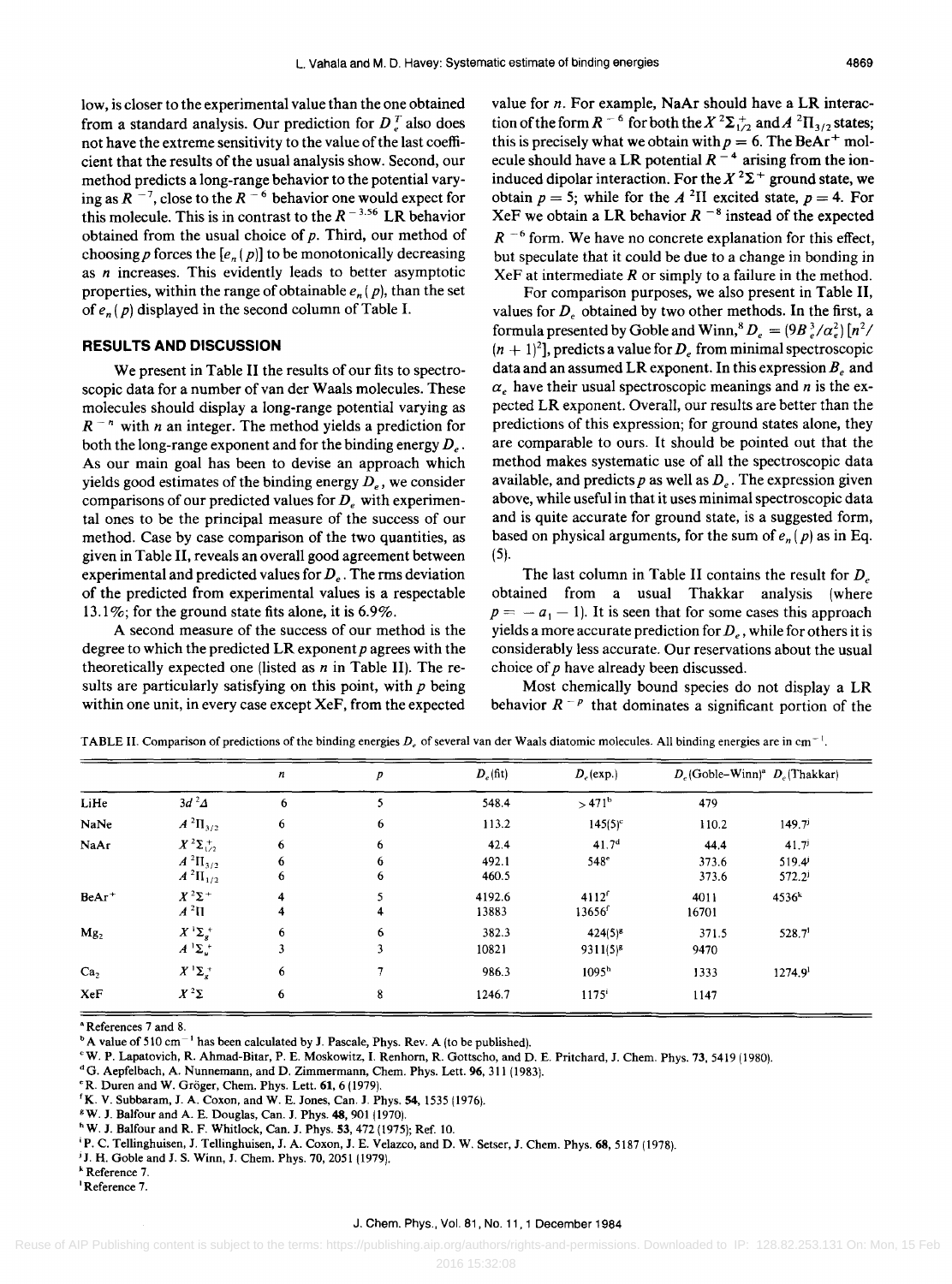low, is closer to the experimental value than the one obtained from a standard analysis. Our prediction for $D_e^T$ also does not have the extreme sensitivity to the value of the last coefficient that the results of the usual analysis show. Second, our method predicts a long-range behavior to the potential varying as $R^{-7}$, close to the $R^{-6}$ behavior one would expect for this molecule. This is in contrast to the $R^{-3.56}$ LR behavior obtained from the usual choice of $p$. Third, our method of choosing $p$ forces the $[e_n(p)]$ to be monotonically decreasing as $n$ increases. This evidently leads to better asymptotic properties, within the range of obtainable $e_n(p)$, than the set of $e_n(p)$ displayed in the second column of Table I.

## RESULTS AND DISCUSSION

We present in Table II the results of our fits to spectroscopic data for a number of van der Waals molecules. These molecules should display a long-range potential varying as $R^{-n}$ with $n$ an integer. The method yields a prediction for both the long-range exponent and for the binding energy $D_e$. As our main goal has been to devise an approach which yields good estimates of the binding energy $D_e$, we consider comparisons of our predicted values for $D_e$ with experimental ones to be the principal measure of the success of our method. Case by case comparison of the two quantities, as given in Table II, reveals an overall good agreement between experimental and predicted values for $D_e$. The rms deviation of the predicted from experimental values is a respectable 13.1%; for the ground state fits alone, it is 6.9%.

A second measure of the success of our method is the degree to which the predicted LR exponent $p$ agrees with the theoretically expected one (listed as $n$ in Table II). The results are particularly satisfying on this point, with $p$ being within one unit, in every case except XeF, from the expected value for $n$. For example, NaAr should have a LR interaction of the form $R^{-6}$ for both the $X\,^2\Sigma^+_{1/2}$ and $A\,^2\Pi_{3/2}$ states; this is precisely what we obtain with $p = 6$. The $BeAr^+$ molecule should have a LR potential $R^{-4}$ arising from the ion-induced dipolar interaction. For the $X\,^2\Sigma^+$ ground state, we obtain $p = 5$; while for the $A\,^2\Pi$ excited state, $p = 4$. For XeF we obtain a LR behavior $R^{-8}$ instead of the expected $R^{-6}$ form. We have no concrete explanation for this effect, but speculate that it could be due to a change in bonding in XeF at intermediate $R$ or simply to a failure in the method.

For comparison purposes, we also present in Table II, values for $D_e$ obtained by two other methods. In the first, a formula presented by Goble and Winn,[8] $D_e = (9B_e^3/\alpha_e^2)[n^2/(n+1)^2]$, predicts a value for $D_e$ from minimal spectroscopic data and an assumed LR exponent. In this expression $B_e$ and $\alpha_e$ have their usual spectroscopic meanings and $n$ is the expected LR exponent. Overall, our results are better than the predictions of this expression; for ground states alone, they are comparable to ours. It should be pointed out that the method makes systematic use of all the spectroscopic data available, and predicts $p$ as well as $D_e$. The expression given above, while useful in that it uses minimal spectroscopic data and is quite accurate for ground state, is a suggested form, based on physical arguments, for the sum of $e_n(p)$ as in Eq. (5).

The last column in Table II contains the result for $D_e$ obtained from a usual Thakkar analysis (where $p = -a_1 - 1$). It is seen that for some cases this approach yields a more accurate prediction for $D_e$, while for others it is considerably less accurate. Our reservations about the usual choice of $p$ have already been discussed.

Most chemically bound species do not display a LR behavior $R^{-p}$ that dominates a significant portion of the

TABLE II. Comparison of predictions of the binding energies $D_e$ of several van der Waals diatomic molecules. All binding energies are in $cm^{-1}$.

| | | $n$ | $p$ | $D_e$(fit) | $D_e$(exp.) | $D_e$(Goble–Winn)[a] | $D_e$(Thakkar) |
|---|---|---|---|---|---|---|---|
| LiHe | $3d\,^2\Delta$ | 6 | 5 | 548.4 | >471[b] | 479 | |
| NaNe | $A\,^2\Pi_{3/2}$ | 6 | 6 | 113.2 | 145(5)[c] | 110.2 | 149.7[j] |
| NaAr | $X\,^2\Sigma^+_{1/2}$ | 6 | 6 | 42.4 | 41.7[d] | 44.4 | 41.7[j] |
| | $A\,^2\Pi_{3/2}$ | 6 | 6 | 492.1 | 548[e] | 373.6 | 519.4[j] |
| | $A\,^2\Pi_{1/2}$ | 6 | 6 | 460.5 | | 373.6 | 572.2[j] |
| $BeAr^+$ | $X\,^2\Sigma^+$ | 4 | 5 | 4192.6 | 4112[f] | 4011 | 4536[k] |
| | $A\,^2\Pi$ | 4 | 4 | 13883 | 13656[f] | 16701 | |
| $Mg_2$ | $X\,^1\Sigma^+_g$ | 6 | 6 | 382.3 | 424(5)[g] | 371.5 | 528.7[l] |
| | $A\,^1\Sigma^+_u$ | 3 | 3 | 10821 | 9311(5)[g] | 9470 | |
| $Ca_2$ | $X\,^1\Sigma^+_g$ | 6 | 7 | 986.3 | 1095[h] | 1333 | 1274.9[l] |
| XeF | $X\,^2\Sigma$ | 6 | 8 | 1246.7 | 1175[i] | 1147 | |

[a] References 7 and 8.

[b] A value of 510 $cm^{-1}$ has been calculated by J. Pascale, Phys. Rev. A (to be published).

[c] W. P. Lapatovich, R. Ahmad-Bitar, P. E. Moskowitz, I. Renhorn, R. Gottscho, and D. E. Pritchard, J. Chem. Phys. **73**, 5419 (1980).

[d] G. Aepfelbach, A. Nunnemann, and D. Zimmermann, Chem. Phys. Lett. **96**, 311 (1983).

[e] R. Duren and W. Gröger, Chem. Phys. Lett. **61**, 6 (1979).

[f] K. V. Subbaram, J. A. Coxon, and W. E. Jones, Can. J. Phys. **54**, 1535 (1976).

[g] W. J. Balfour and A. E. Douglas, Can. J. Phys. **48**, 901 (1970).

[h] W. J. Balfour and R. F. Whitlock, Can. J. Phys. **53**, 472 (1975); Ref. 10.

[i] P. C. Tellinghuisen, J. Tellinghuisen, J. A. Coxon, J. E. Velazco, and D. W. Setser, J. Chem. Phys. **68**, 5187 (1978).

[j] J. H. Goble and J. S. Winn, J. Chem. Phys. **70**, 2051 (1979).

[k] Reference 7.

[l] Reference 7.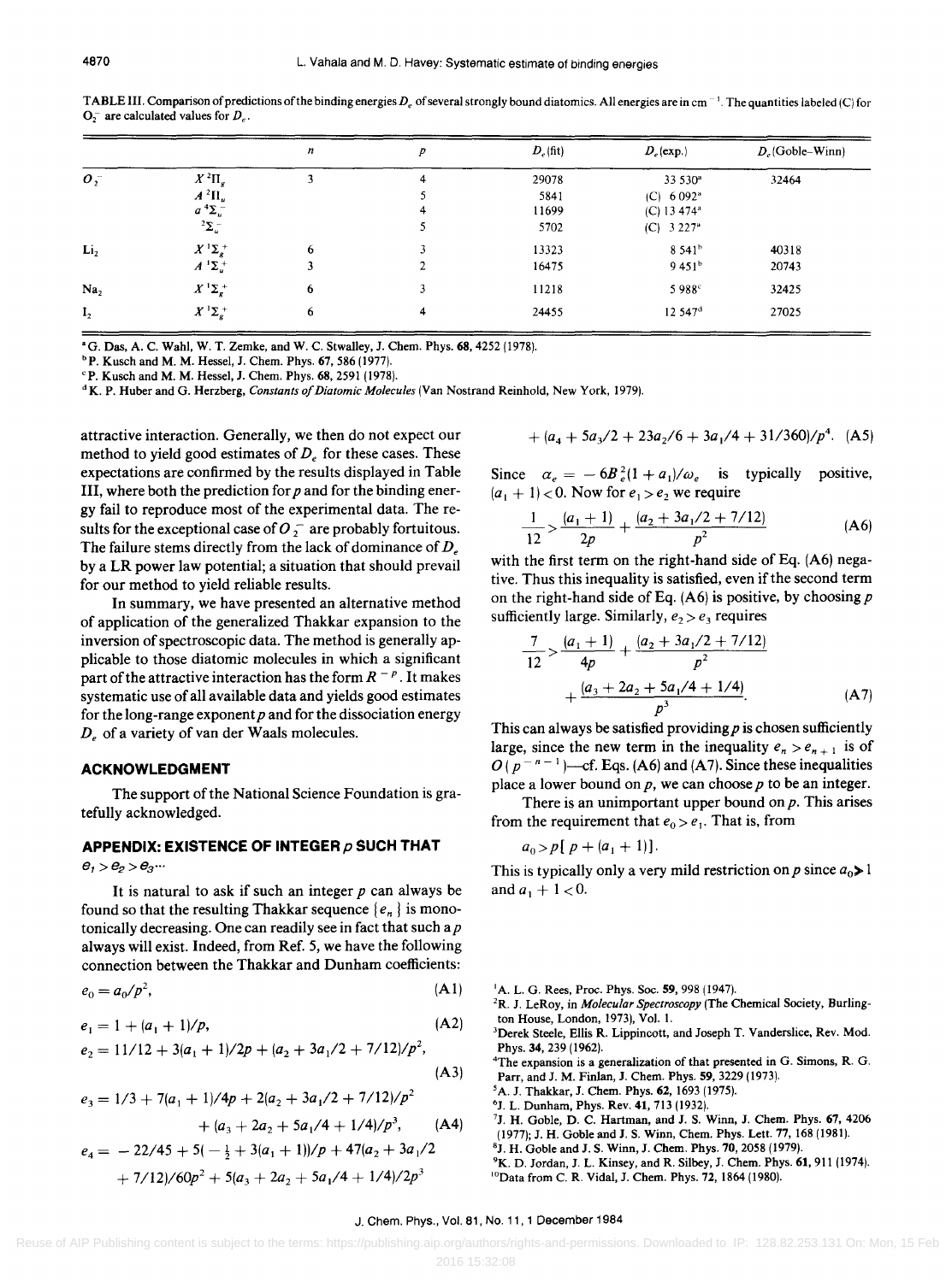TABLE III. Comparison of predictions of the binding energies $D_e$ of several strongly bound diatomics. All energies are in cm$^{-1}$. The quantities labeled (C) for $O_2^-$ are calculated values for $D_e$.

| | | $n$ | $p$ | $D_e$(fit) | $D_e$(exp.) | $D_e$(Goble–Winn) |
|---|---|---|---|---|---|---|
| $O_2^-$ | $X\,^2\Pi_g$ | 3 | 4 | 29078 | 33 530[a] | 32464 |
| | $A\,^2\Pi_u$ | | 5 | 5841 | (C) 6 092[a] | |
| | $a\,^4\Sigma_u^-$ | | 4 | 11699 | (C) 13 474[a] | |
| | $^2\Sigma_u^-$ | | 5 | 5702 | (C) 3 227[a] | |
| $Li_2$ | $X\,^1\Sigma_g^+$ | 6 | 3 | 13323 | 8 541[b] | 40318 |
| | $A\,^1\Sigma_u^+$ | 3 | 2 | 16475 | 9 451[b] | 20743 |
| $Na_2$ | $X\,^1\Sigma_g^+$ | 6 | 3 | 11218 | 5 988[c] | 32425 |
| $I_2$ | $X\,^1\Sigma_g^+$ | 6 | 4 | 24455 | 12 547[d] | 27025 |

[a] G. Das, A. C. Wahl, W. T. Zemke, and W. C. Stwalley, J. Chem. Phys. **68**, 4252 (1978).
[b] P. Kusch and M. M. Hessel, J. Chem. Phys. **67**, 586 (1977).
[c] P. Kusch and M. M. Hessel, J. Chem. Phys. **68**, 2591 (1978).
[d] K. P. Huber and G. Herzberg, *Constants of Diatomic Molecules* (Van Nostrand Reinhold, New York, 1979).

attractive interaction. Generally, we then do not expect our method to yield good estimates of $D_e$ for these cases. These expectations are confirmed by the results displayed in Table III, where both the prediction for $p$ and for the binding energy fail to reproduce most of the experimental data. The results for the exceptional case of $O_2^-$ are probably fortuitous. The failure stems directly from the lack of dominance of $D_e$ by a LR power law potential; a situation that should prevail for our method to yield reliable results.

In summary, we have presented an alternative method of application of the generalized Thakkar expansion to the inversion of spectroscopic data. The method is generally applicable to those diatomic molecules in which a significant part of the attractive interaction has the form $R^{-p}$. It makes systematic use of all available data and yields good estimates for the long-range exponent $p$ and for the dissociation energy $D_e$ of a variety of van der Waals molecules.

## ACKNOWLEDGMENT

The support of the National Science Foundation is gratefully acknowledged.

## APPENDIX: EXISTENCE OF INTEGER $p$ SUCH THAT $e_1 > e_2 > e_3 \cdots$

It is natural to ask if such an integer $p$ can always be found so that the resulting Thakkar sequence $\{e_n\}$ is monotonically decreasing. One can readily see in fact that such a $p$ always will exist. Indeed, from Ref. 5, we have the following connection between the Thakkar and Dunham coefficients:

$$e_0 = a_0/p^2, \tag{A1}$$

$$e_1 = 1 + (a_1 + 1)/p, \tag{A2}$$

$$e_2 = 11/12 + 3(a_1+1)/2p + (a_2 + 3a_1/2 + 7/12)/p^2, \tag{A3}$$

$$e_3 = 1/3 + 7(a_1+1)/4p + 2(a_2 + 3a_1/2 + 7/12)/p^2 + (a_3 + 2a_2 + 5a_1/4 + 1/4)/p^3, \tag{A4}$$

$$e_4 = -22/45 + 5(-\tfrac{1}{2} + 3(a_1+1))/p + 47(a_2 + 3a_1/2 + 7/12)/60p^2 + 5(a_3 + 2a_2 + 5a_1/4 + 1/4)/2p^3 + (a_4 + 5a_3/2 + 23a_2/6 + 3a_1/4 + 31/360)/p^4. \tag{A5}$$

Since $\alpha_e = -6B_e^2(1+a_1)/\omega_e$ is typically positive, $(a_1+1) < 0$. Now for $e_1 > e_2$ we require

$$\frac{1}{12} > \frac{(a_1+1)}{2p} + \frac{(a_2 + 3a_1/2 + 7/12)}{p^2} \tag{A6}$$

with the first term on the right-hand side of Eq. (A6) negative. Thus this inequality is satisfied, even if the second term on the right-hand side of Eq. (A6) is positive, by choosing $p$ sufficiently large. Similarly, $e_2 > e_3$ requires

$$\frac{7}{12} > \frac{(a_1+1)}{4p} + \frac{(a_2 + 3a_1/2 + 7/12)}{p^2} + \frac{(a_3 + 2a_2 + 5a_1/4 + 1/4)}{p^3}. \tag{A7}$$

This can always be satisfied providing $p$ is chosen sufficiently large, since the new term in the inequality $e_n > e_{n+1}$ is of $O(p^{-n-1})$—cf. Eqs. (A6) and (A7). Since these inequalities place a lower bound on $p$, we can choose $p$ to be an integer.

There is an unimportant upper bound on $p$. This arises from the requirement that $e_0 > e_1$. That is, from

$$a_0 > p[p + (a_1 + 1)].$$

This is typically only a very mild restriction on $p$ since $a_0 \gg 1$ and $a_1 + 1 < 0$.

[1] A. L. G. Rees, Proc. Phys. Soc. **59**, 998 (1947).
[2] R. J. LeRoy, in *Molecular Spectroscopy* (The Chemical Society, Burlington House, London, 1973), Vol. 1.
[3] Derek Steele, Ellis R. Lippincott, and Joseph T. Vanderslice, Rev. Mod. Phys. **34**, 239 (1962).
[4] The expansion is a generalization of that presented in G. Simons, R. G. Parr, and J. M. Finlan, J. Chem. Phys. **59**, 3229 (1973).
[5] A. J. Thakkar, J. Chem. Phys. **62**, 1693 (1975).
[6] J. L. Dunham, Phys. Rev. **41**, 713 (1932).
[7] J. H. Goble, D. C. Hartman, and J. S. Winn, J. Chem. Phys. **67**, 4206 (1977); J. H. Goble and J. S. Winn, Chem. Phys. Lett. **77**, 168 (1981).
[8] J. H. Goble and J. S. Winn, J. Chem. Phys. **70**, 2058 (1979).
[9] K. D. Jordan, J. L. Kinsey, and R. Silbey, J. Chem. Phys. **61**, 911 (1974).
[10] Data from C. R. Vidal, J. Chem. Phys. **72**, 1864 (1980).